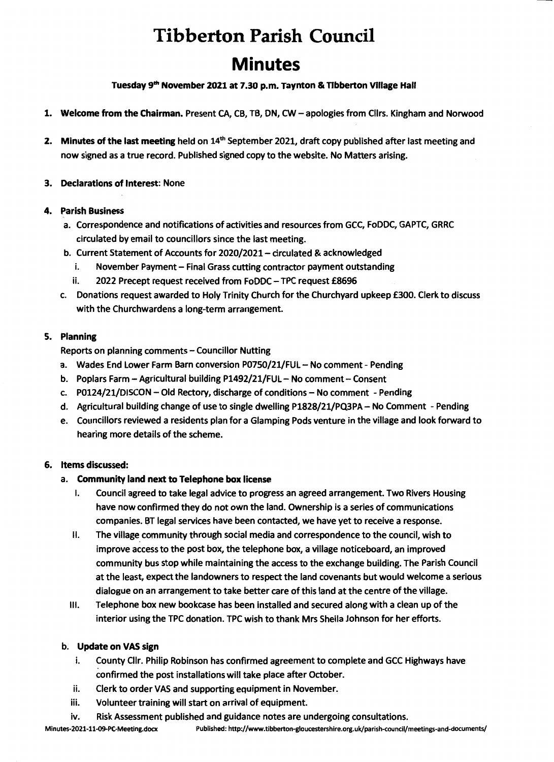# Tibberton Parish Council

# Minutes

**Tuesday 9th November 2021 at 7.30 p.m. Taynton & Tibberton Village Hall**

1. **Welcome from the Chairman.** Present CA, CB, TB, DN, CW – apologies from Cllrs. Kingham and Norwood

2. **Minutes of the last meeting** held on 14th September 2021, draft copy published after last meeting and now signed as a true record. Published signed copy to the website. No Matters arising.

3. **Declarations of Interest**: None

4. **Parish Business**
   a. Correspondence and notifications of activities and resources from GCC, FoDDC, GAPTC, GRRC circulated by email to councillors since the last meeting.
   b. Current Statement of Accounts for 2020/2021 – circulated & acknowledged
      i. November Payment – Final Grass cutting contractor payment outstanding
      ii. 2022 Precept request received from FoDDC – TPC request £8696
   c. Donations request awarded to Holy Trinity Church for the Churchyard upkeep £300. Clerk to discuss with the Churchwardens a long-term arrangement.

5. **Planning**

   Reports on planning comments – Councillor Nutting
   a. Wades End Lower Farm Barn conversion P0750/21/FUL – No comment - Pending
   b. Poplars Farm – Agricultural building P1492/21/FUL – No comment – Consent
   c. P0124/21/DISCON – Old Rectory, discharge of conditions – No comment - Pending
   d. Agricultural building change of use to single dwelling P1828/21/PQ3PA – No Comment - Pending
   e. Councillors reviewed a residents plan for a Glamping Pods venture in the village and look forward to hearing more details of the scheme.

6. **Items discussed:**
   a. **Community land next to Telephone box license**
      I. Council agreed to take legal advice to progress an agreed arrangement. Two Rivers Housing have now confirmed they do not own the land. Ownership is a series of communications companies. BT legal services have been contacted, we have yet to receive a response.
      II. The village community through social media and correspondence to the council, wish to improve access to the post box, the telephone box, a village noticeboard, an improved community bus stop while maintaining the access to the exchange building. The Parish Council at the least, expect the landowners to respect the land covenants but would welcome a serious dialogue on an arrangement to take better care of this land at the centre of the village.
      III. Telephone box new bookcase has been installed and secured along with a clean up of the interior using the TPC donation. TPC wish to thank Mrs Sheila Johnson for her efforts.

   b. **Update on VAS sign**
      i. County Cllr. Philip Robinson has confirmed agreement to complete and GCC Highways have confirmed the post installations will take place after October.
      ii. Clerk to order VAS and supporting equipment in November.
      iii. Volunteer training will start on arrival of equipment.
      iv. Risk Assessment published and guidance notes are undergoing consultations.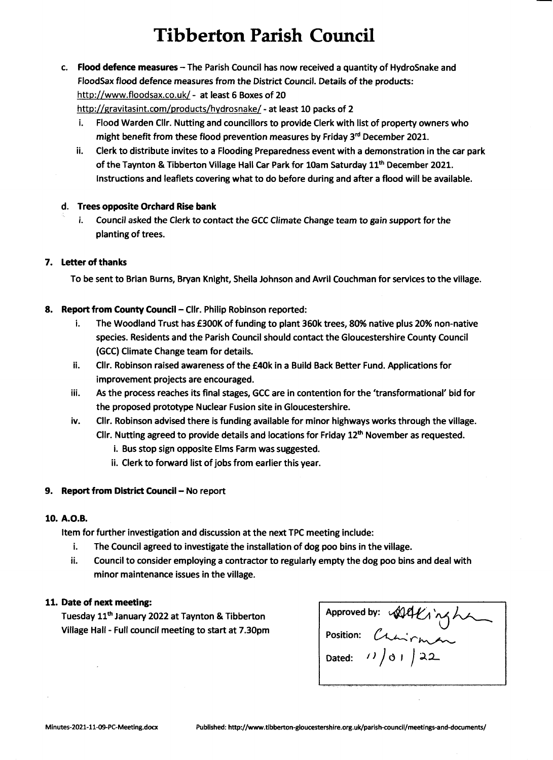# Tibberton Parish Council

c. **Flood defence measures** – The Parish Council has now received a quantity of HydroSnake and FloodSax flood defence measures from the District Council. Details of the products:
   http://www.floodsax.co.uk/ - at least 6 Boxes of 20
   http://gravitasint.com/products/hydrosnake/ - at least 10 packs of 2
   i. Flood Warden Cllr. Nutting and councillors to provide Clerk with list of property owners who might benefit from these flood prevention measures by Friday 3rd December 2021.
   ii. Clerk to distribute invites to a Flooding Preparedness event with a demonstration in the car park of the Taynton & Tibberton Village Hall Car Park for 10am Saturday 11th December 2021. Instructions and leaflets covering what to do before during and after a flood will be available.

d. **Trees opposite Orchard Rise bank**
   i. *Council asked the Clerk to contact the GCC Climate Change team to gain support for the planting of trees.*

**7. Letter of thanks**

To be sent to Brian Burns, Bryan Knight, Sheila Johnson and Avril Couchman for services to the village.

**8. Report from County Council** – Cllr. Philip Robinson reported:

   i. The Woodland Trust has £300K of funding to plant 360k trees, 80% native plus 20% non-native species. Residents and the Parish Council should contact the Gloucestershire County Council (GCC) Climate Change team for details.
   ii. Cllr. Robinson raised awareness of the £40k in a Build Back Better Fund. Applications for improvement projects are encouraged.
   iii. As the process reaches its final stages, GCC are in contention for the 'transformational' bid for the proposed prototype Nuclear Fusion site in Gloucestershire.
   iv. Cllr. Robinson advised there is funding available for minor highways works through the village. Cllr. Nutting agreed to provide details and locations for Friday 12th November as requested.
      i. Bus stop sign opposite Elms Farm was suggested.
      ii. Clerk to forward list of jobs from earlier this year.

**9. Report from District Council** – No report

**10. A.O.B.**

Item for further investigation and discussion at the next TPC meeting include:

   i. The Council agreed to investigate the installation of dog poo bins in the village.
   ii. Council to consider employing a contractor to regularly empty the dog poo bins and deal with minor maintenance issues in the village.

**11. Date of next meeting:**

Tuesday 11th January 2022 at Taynton & Tibberton Village Hall - Full council meeting to start at 7.30pm

Approved by: Atkingham
Position: Chairman
Dated: 11/01/22